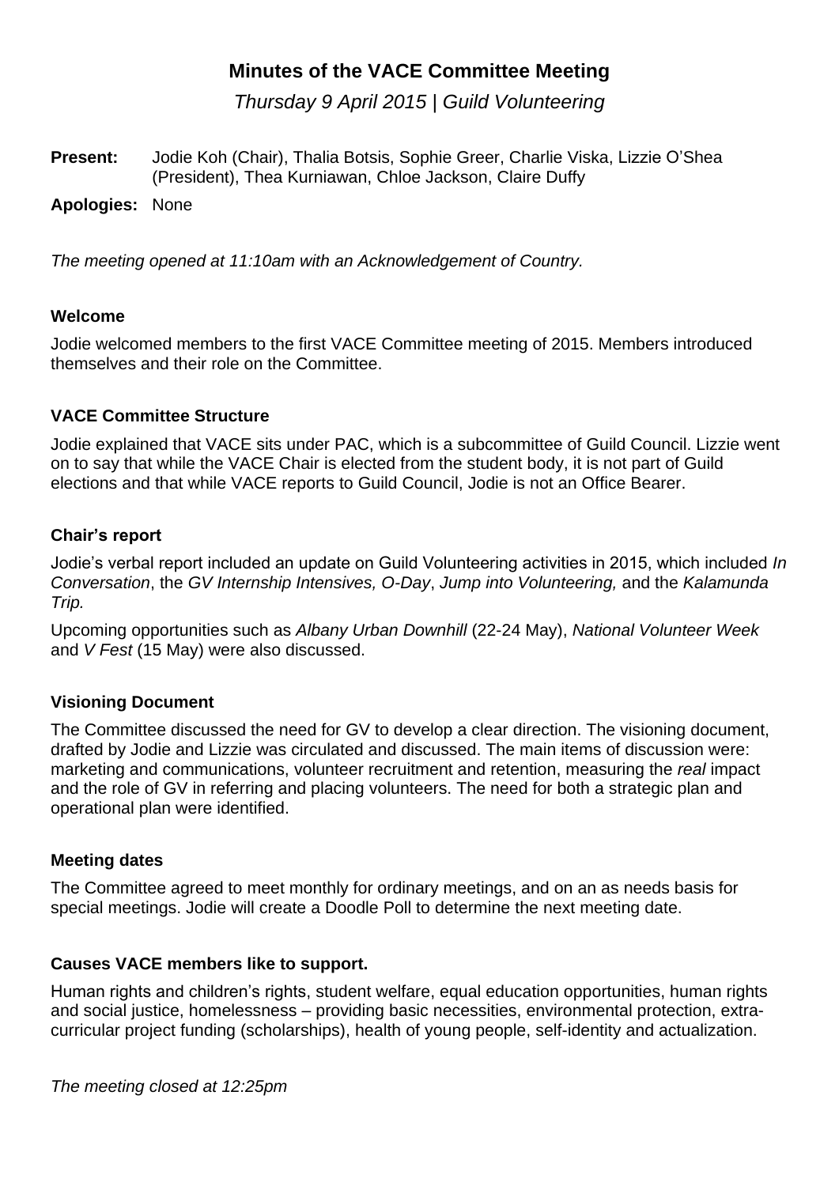# Minutes of the VACE Committee Meeting

*Thursday 9 April 2015 | Guild Volunteering*

**Present:** Jodie Koh (Chair), Thalia Botsis, Sophie Greer, Charlie Viska, Lizzie O'Shea (President), Thea Kurniawan, Chloe Jackson, Claire Duffy

**Apologies:** None

*The meeting opened at 11:10am with an Acknowledgement of Country.*

### Welcome

Jodie welcomed members to the first VACE Committee meeting of 2015. Members introduced themselves and their role on the Committee.

### VACE Committee Structure

Jodie explained that VACE sits under PAC, which is a subcommittee of Guild Council. Lizzie went on to say that while the VACE Chair is elected from the student body, it is not part of Guild elections and that while VACE reports to Guild Council, Jodie is not an Office Bearer.

### Chair's report

Jodie's verbal report included an update on Guild Volunteering activities in 2015, which included *In Conversation*, the *GV Internship Intensives, O-Day*, *Jump into Volunteering,* and the *Kalamunda Trip.*

Upcoming opportunities such as *Albany Urban Downhill* (22-24 May), *National Volunteer Week* and *V Fest* (15 May) were also discussed.

### Visioning Document

The Committee discussed the need for GV to develop a clear direction. The visioning document, drafted by Jodie and Lizzie was circulated and discussed. The main items of discussion were: marketing and communications, volunteer recruitment and retention, measuring the *real* impact and the role of GV in referring and placing volunteers. The need for both a strategic plan and operational plan were identified.

### Meeting dates

The Committee agreed to meet monthly for ordinary meetings, and on an as needs basis for special meetings. Jodie will create a Doodle Poll to determine the next meeting date.

### Causes VACE members like to support.

Human rights and children's rights, student welfare, equal education opportunities, human rights and social justice, homelessness – providing basic necessities, environmental protection, extra-curricular project funding (scholarships), health of young people, self-identity and actualization.

*The meeting closed at 12:25pm*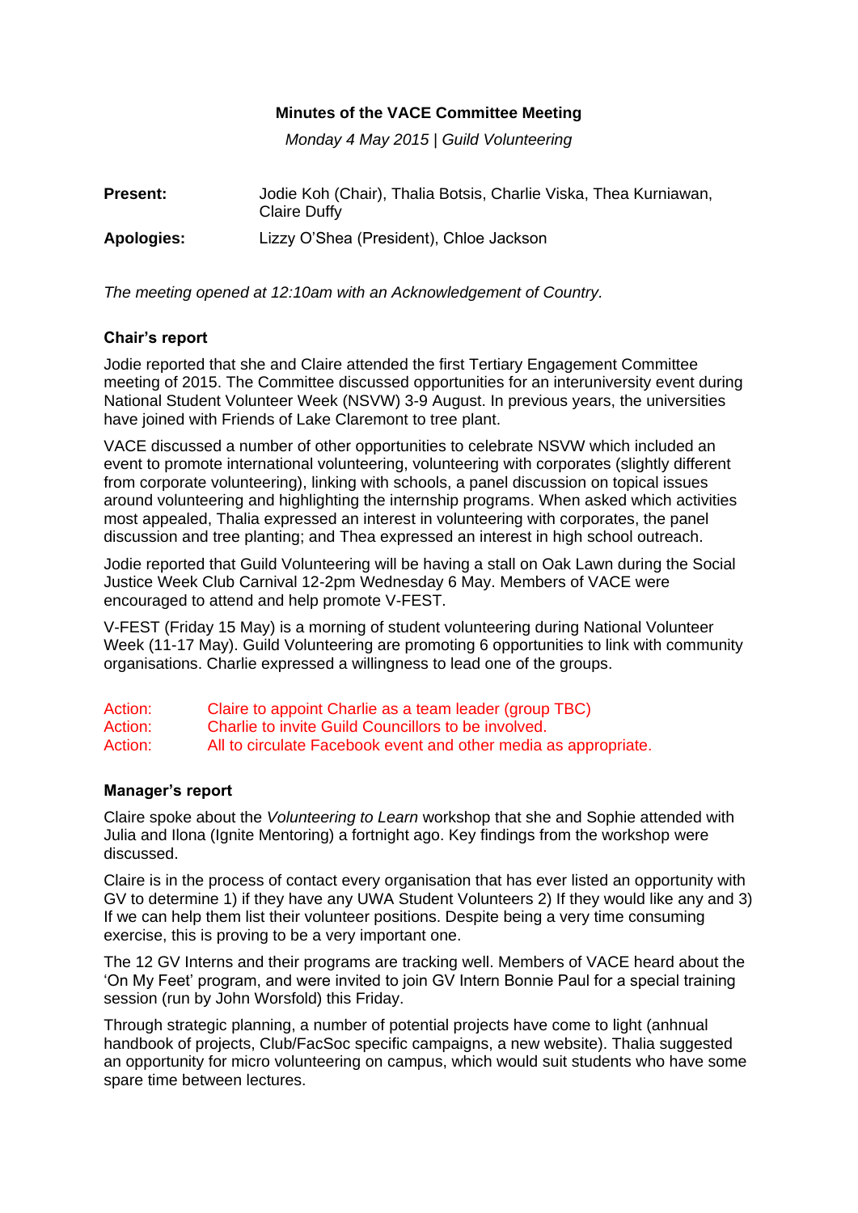**Minutes of the VACE Committee Meeting**

*Monday 4 May 2015 | Guild Volunteering*

| | |
|---|---|
| **Present:** | Jodie Koh (Chair), Thalia Botsis, Charlie Viska, Thea Kurniawan, Claire Duffy |
| **Apologies:** | Lizzy O'Shea (President), Chloe Jackson |

*The meeting opened at 12:10am with an Acknowledgement of Country.*

### Chair's report

Jodie reported that she and Claire attended the first Tertiary Engagement Committee meeting of 2015. The Committee discussed opportunities for an interuniversity event during National Student Volunteer Week (NSVW) 3-9 August. In previous years, the universities have joined with Friends of Lake Claremont to tree plant.

VACE discussed a number of other opportunities to celebrate NSVW which included an event to promote international volunteering, volunteering with corporates (slightly different from corporate volunteering), linking with schools, a panel discussion on topical issues around volunteering and highlighting the internship programs. When asked which activities most appealed, Thalia expressed an interest in volunteering with corporates, the panel discussion and tree planting; and Thea expressed an interest in high school outreach.

Jodie reported that Guild Volunteering will be having a stall on Oak Lawn during the Social Justice Week Club Carnival 12-2pm Wednesday 6 May. Members of VACE were encouraged to attend and help promote V-FEST.

V-FEST (Friday 15 May) is a morning of student volunteering during National Volunteer Week (11-17 May). Guild Volunteering are promoting 6 opportunities to link with community organisations. Charlie expressed a willingness to lead one of the groups.

Action: Claire to appoint Charlie as a team leader (group TBC)
Action: Charlie to invite Guild Councillors to be involved.
Action: All to circulate Facebook event and other media as appropriate.

### Manager's report

Claire spoke about the *Volunteering to Learn* workshop that she and Sophie attended with Julia and Ilona (Ignite Mentoring) a fortnight ago. Key findings from the workshop were discussed.

Claire is in the process of contact every organisation that has ever listed an opportunity with GV to determine 1) if they have any UWA Student Volunteers 2) If they would like any and 3) If we can help them list their volunteer positions. Despite being a very time consuming exercise, this is proving to be a very important one.

The 12 GV Interns and their programs are tracking well. Members of VACE heard about the 'On My Feet' program, and were invited to join GV Intern Bonnie Paul for a special training session (run by John Worsfold) this Friday.

Through strategic planning, a number of potential projects have come to light (anhnual handbook of projects, Club/FacSoc specific campaigns, a new website). Thalia suggested an opportunity for micro volunteering on campus, which would suit students who have some spare time between lectures.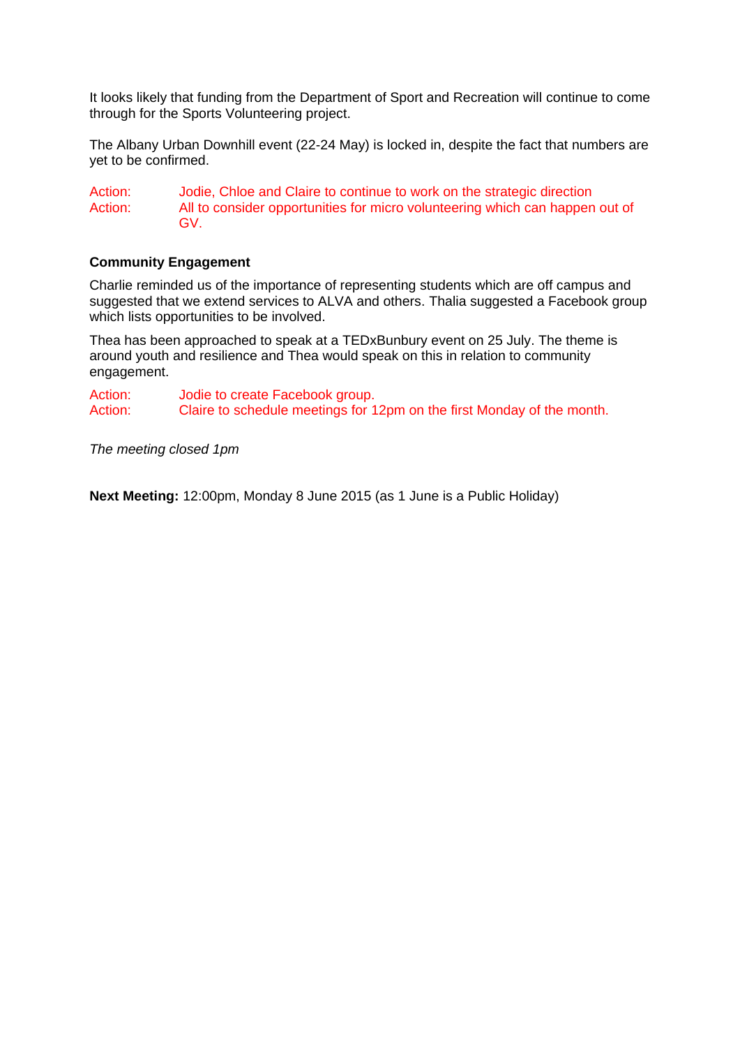It looks likely that funding from the Department of Sport and Recreation will continue to come through for the Sports Volunteering project.

The Albany Urban Downhill event (22-24 May) is locked in, despite the fact that numbers are yet to be confirmed.

Action: Jodie, Chloe and Claire to continue to work on the strategic direction
Action: All to consider opportunities for micro volunteering which can happen out of GV.

**Community Engagement**

Charlie reminded us of the importance of representing students which are off campus and suggested that we extend services to ALVA and others. Thalia suggested a Facebook group which lists opportunities to be involved.

Thea has been approached to speak at a TEDxBunbury event on 25 July. The theme is around youth and resilience and Thea would speak on this in relation to community engagement.

Action: Jodie to create Facebook group.
Action: Claire to schedule meetings for 12pm on the first Monday of the month.

*The meeting closed 1pm*

**Next Meeting:** 12:00pm, Monday 8 June 2015 (as 1 June is a Public Holiday)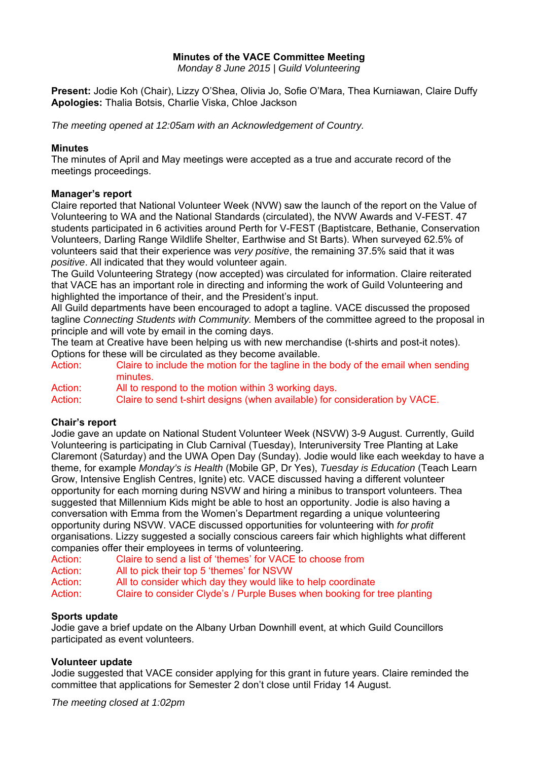**Minutes of the VACE Committee Meeting**

*Monday 8 June 2015 | Guild Volunteering*

**Present:** Jodie Koh (Chair), Lizzy O'Shea, Olivia Jo, Sofie O'Mara, Thea Kurniawan, Claire Duffy
**Apologies:** Thalia Botsis, Charlie Viska, Chloe Jackson

*The meeting opened at 12:05am with an Acknowledgement of Country.*

**Minutes**

The minutes of April and May meetings were accepted as a true and accurate record of the meetings proceedings.

**Manager's report**

Claire reported that National Volunteer Week (NVW) saw the launch of the report on the Value of Volunteering to WA and the National Standards (circulated), the NVW Awards and V-FEST. 47 students participated in 6 activities around Perth for V-FEST (Baptistcare, Bethanie, Conservation Volunteers, Darling Range Wildlife Shelter, Earthwise and St Barts). When surveyed 62.5% of volunteers said that their experience was *very positive*, the remaining 37.5% said that it was *positive*. All indicated that they would volunteer again.

The Guild Volunteering Strategy (now accepted) was circulated for information. Claire reiterated that VACE has an important role in directing and informing the work of Guild Volunteering and highlighted the importance of their, and the President's input.

All Guild departments have been encouraged to adopt a tagline. VACE discussed the proposed tagline *Connecting Students with Community.* Members of the committee agreed to the proposal in principle and will vote by email in the coming days.

The team at Creative have been helping us with new merchandise (t-shirts and post-it notes). Options for these will be circulated as they become available.

Action: Claire to include the motion for the tagline in the body of the email when sending minutes.
Action: All to respond to the motion within 3 working days.
Action: Claire to send t-shirt designs (when available) for consideration by VACE.

**Chair's report**

Jodie gave an update on National Student Volunteer Week (NSVW) 3-9 August. Currently, Guild Volunteering is participating in Club Carnival (Tuesday), Interuniversity Tree Planting at Lake Claremont (Saturday) and the UWA Open Day (Sunday). Jodie would like each weekday to have a theme, for example *Monday's is Health* (Mobile GP, Dr Yes), *Tuesday is Education* (Teach Learn Grow, Intensive English Centres, Ignite) etc. VACE discussed having a different volunteer opportunity for each morning during NSVW and hiring a minibus to transport volunteers. Thea suggested that Millennium Kids might be able to host an opportunity. Jodie is also having a conversation with Emma from the Women's Department regarding a unique volunteering opportunity during NSVW. VACE discussed opportunities for volunteering with *for profit* organisations. Lizzy suggested a socially conscious careers fair which highlights what different companies offer their employees in terms of volunteering.

Action: Claire to send a list of 'themes' for VACE to choose from
Action: All to pick their top 5 'themes' for NSVW
Action: All to consider which day they would like to help coordinate
Action: Claire to consider Clyde's / Purple Buses when booking for tree planting

**Sports update**

Jodie gave a brief update on the Albany Urban Downhill event, at which Guild Councillors participated as event volunteers.

**Volunteer update**

Jodie suggested that VACE consider applying for this grant in future years. Claire reminded the committee that applications for Semester 2 don't close until Friday 14 August.

*The meeting closed at 1:02pm*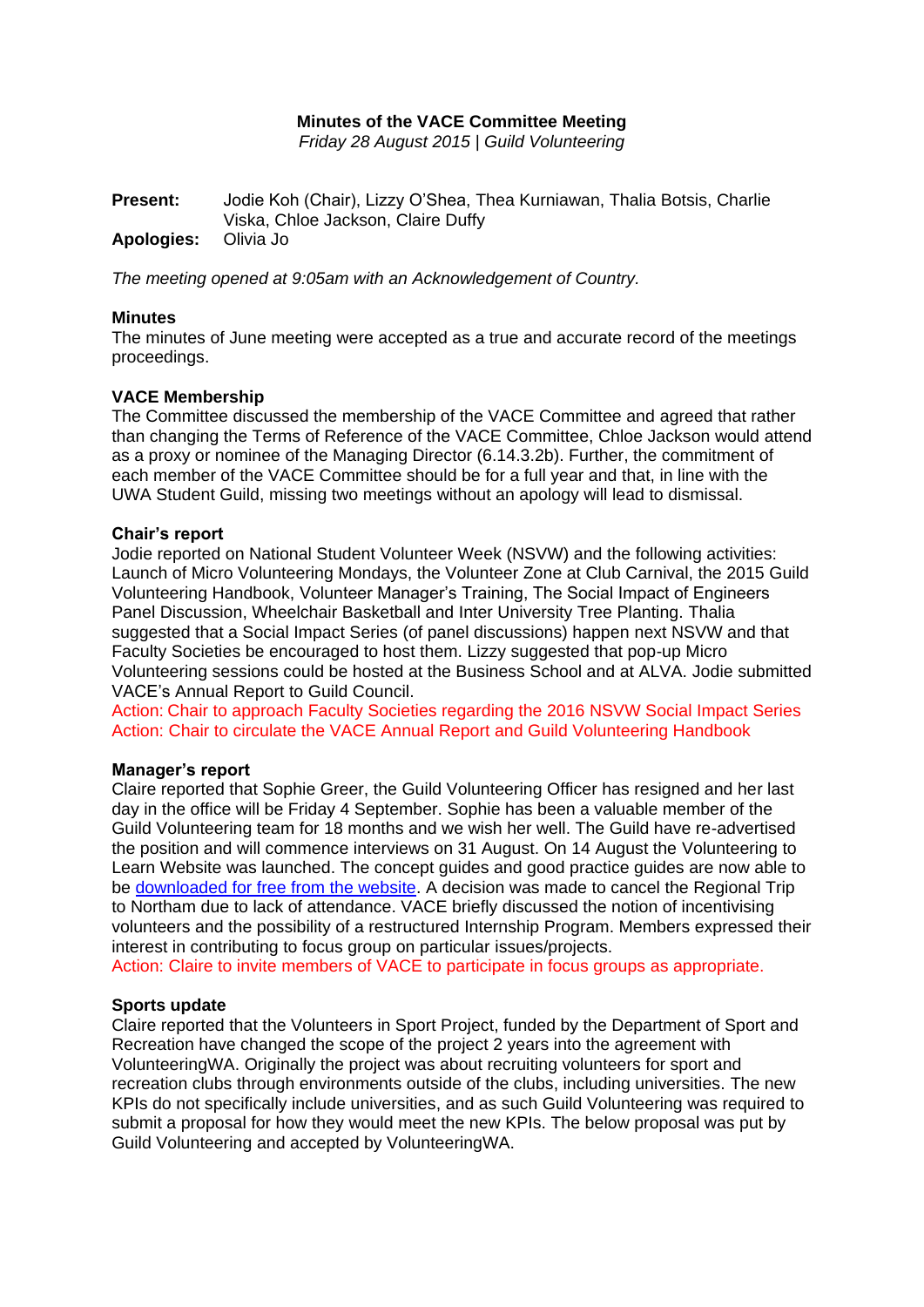**Minutes of the VACE Committee Meeting**

*Friday 28 August 2015 | Guild Volunteering*

**Present:** Jodie Koh (Chair), Lizzy O'Shea, Thea Kurniawan, Thalia Botsis, Charlie Viska, Chloe Jackson, Claire Duffy

**Apologies:** Olivia Jo

*The meeting opened at 9:05am with an Acknowledgement of Country.*

**Minutes**

The minutes of June meeting were accepted as a true and accurate record of the meetings proceedings.

**VACE Membership**

The Committee discussed the membership of the VACE Committee and agreed that rather than changing the Terms of Reference of the VACE Committee, Chloe Jackson would attend as a proxy or nominee of the Managing Director (6.14.3.2b). Further, the commitment of each member of the VACE Committee should be for a full year and that, in line with the UWA Student Guild, missing two meetings without an apology will lead to dismissal.

**Chair's report**

Jodie reported on National Student Volunteer Week (NSVW) and the following activities: Launch of Micro Volunteering Mondays, the Volunteer Zone at Club Carnival, the 2015 Guild Volunteering Handbook, Volunteer Manager's Training, The Social Impact of Engineers Panel Discussion, Wheelchair Basketball and Inter University Tree Planting. Thalia suggested that a Social Impact Series (of panel discussions) happen next NSVW and that Faculty Societies be encouraged to host them. Lizzy suggested that pop-up Micro Volunteering sessions could be hosted at the Business School and at ALVA. Jodie submitted VACE's Annual Report to Guild Council.

Action: Chair to approach Faculty Societies regarding the 2016 NSVW Social Impact Series

Action: Chair to circulate the VACE Annual Report and Guild Volunteering Handbook

**Manager's report**

Claire reported that Sophie Greer, the Guild Volunteering Officer has resigned and her last day in the office will be Friday 4 September. Sophie has been a valuable member of the Guild Volunteering team for 18 months and we wish her well. The Guild have re-advertised the position and will commence interviews on 31 August. On 14 August the Volunteering to Learn Website was launched. The concept guides and good practice guides are now able to be downloaded for free from the website. A decision was made to cancel the Regional Trip to Northam due to lack of attendance. VACE briefly discussed the notion of incentivising volunteers and the possibility of a restructured Internship Program. Members expressed their interest in contributing to focus group on particular issues/projects.

Action: Claire to invite members of VACE to participate in focus groups as appropriate.

**Sports update**

Claire reported that the Volunteers in Sport Project, funded by the Department of Sport and Recreation have changed the scope of the project 2 years into the agreement with VolunteeringWA. Originally the project was about recruiting volunteers for sport and recreation clubs through environments outside of the clubs, including universities. The new KPIs do not specifically include universities, and as such Guild Volunteering was required to submit a proposal for how they would meet the new KPIs. The below proposal was put by Guild Volunteering and accepted by VolunteeringWA.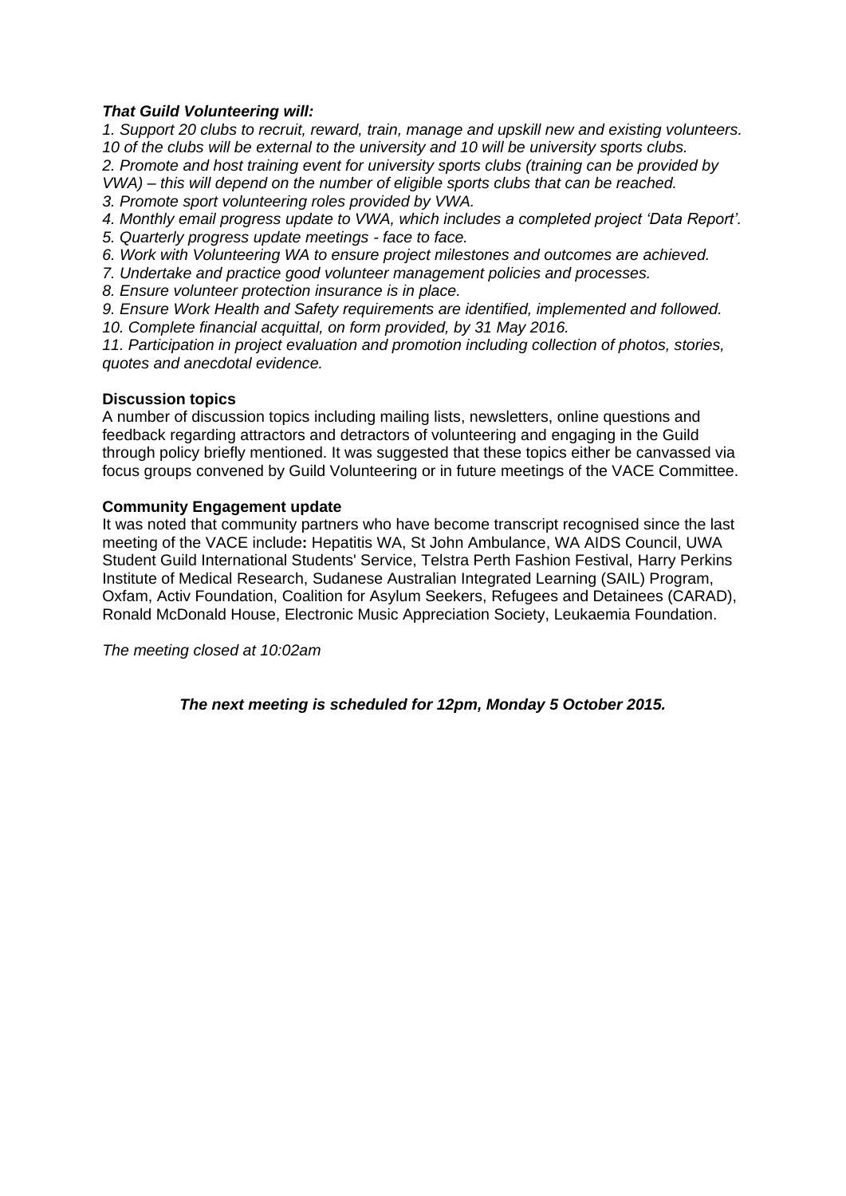***That Guild Volunteering will:***

*1. Support 20 clubs to recruit, reward, train, manage and upskill new and existing volunteers. 10 of the clubs will be external to the university and 10 will be university sports clubs.*
*2. Promote and host training event for university sports clubs (training can be provided by VWA) – this will depend on the number of eligible sports clubs that can be reached.*
*3. Promote sport volunteering roles provided by VWA.*
*4. Monthly email progress update to VWA, which includes a completed project 'Data Report'.*
*5. Quarterly progress update meetings - face to face.*
*6. Work with Volunteering WA to ensure project milestones and outcomes are achieved.*
*7. Undertake and practice good volunteer management policies and processes.*
*8. Ensure volunteer protection insurance is in place.*
*9. Ensure Work Health and Safety requirements are identified, implemented and followed.*
*10. Complete financial acquittal, on form provided, by 31 May 2016.*
*11. Participation in project evaluation and promotion including collection of photos, stories, quotes and anecdotal evidence.*

**Discussion topics**

A number of discussion topics including mailing lists, newsletters, online questions and feedback regarding attractors and detractors of volunteering and engaging in the Guild through policy briefly mentioned. It was suggested that these topics either be canvassed via focus groups convened by Guild Volunteering or in future meetings of the VACE Committee.

**Community Engagement update**

It was noted that community partners who have become transcript recognised since the last meeting of the VACE include**:** Hepatitis WA, St John Ambulance, WA AIDS Council, UWA Student Guild International Students' Service, Telstra Perth Fashion Festival, Harry Perkins Institute of Medical Research, Sudanese Australian Integrated Learning (SAIL) Program, Oxfam, Activ Foundation, Coalition for Asylum Seekers, Refugees and Detainees (CARAD), Ronald McDonald House, Electronic Music Appreciation Society, Leukaemia Foundation.

*The meeting closed at 10:02am*

***The next meeting is scheduled for 12pm, Monday 5 October 2015.***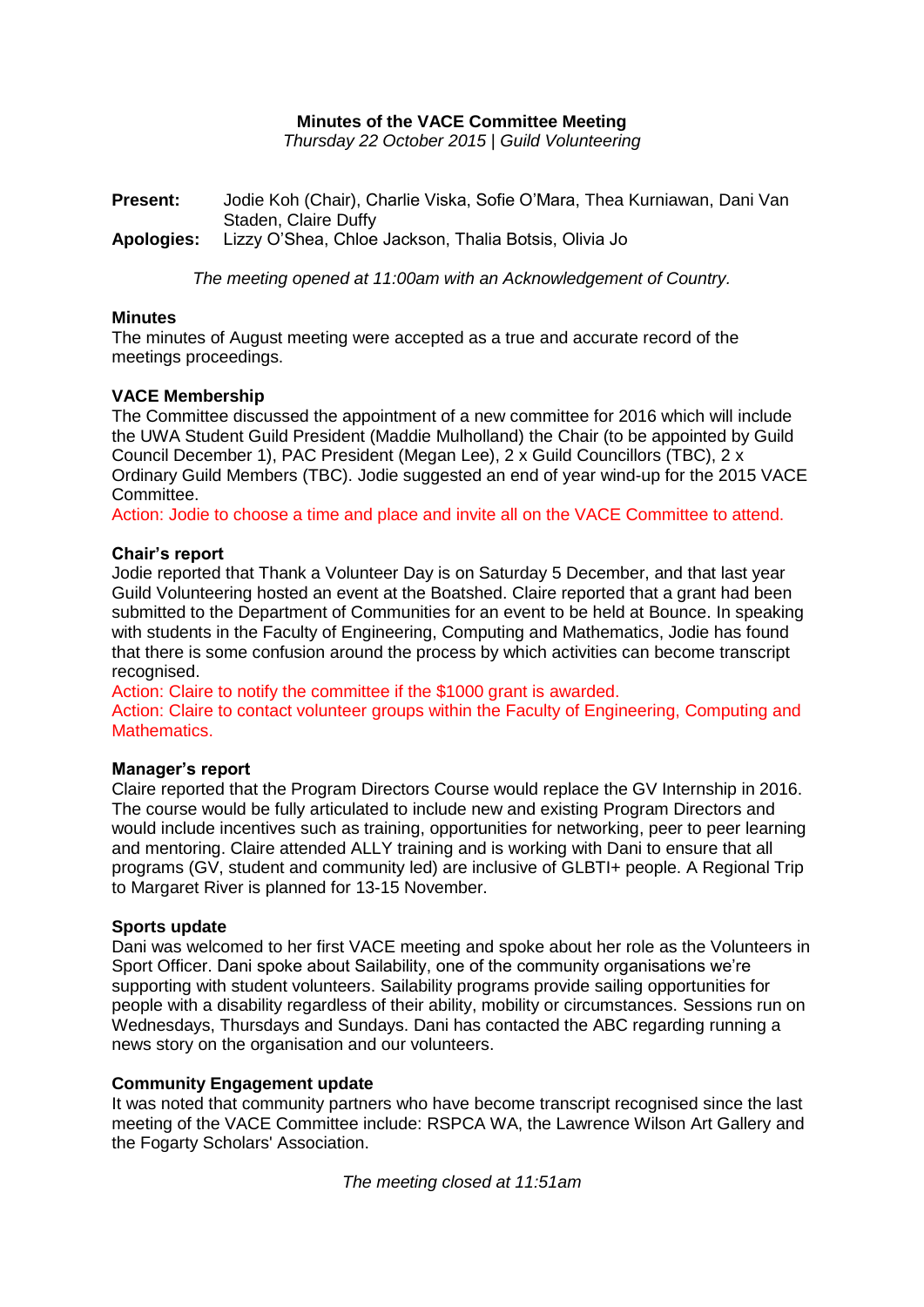**Minutes of the VACE Committee Meeting**

*Thursday 22 October 2015 | Guild Volunteering*

**Present:** Jodie Koh (Chair), Charlie Viska, Sofie O'Mara, Thea Kurniawan, Dani Van Staden, Claire Duffy

**Apologies:** Lizzy O'Shea, Chloe Jackson, Thalia Botsis, Olivia Jo

*The meeting opened at 11:00am with an Acknowledgement of Country.*

**Minutes**

The minutes of August meeting were accepted as a true and accurate record of the meetings proceedings.

**VACE Membership**

The Committee discussed the appointment of a new committee for 2016 which will include the UWA Student Guild President (Maddie Mulholland) the Chair (to be appointed by Guild Council December 1), PAC President (Megan Lee), 2 x Guild Councillors (TBC), 2 x Ordinary Guild Members (TBC). Jodie suggested an end of year wind-up for the 2015 VACE Committee.

Action: Jodie to choose a time and place and invite all on the VACE Committee to attend.

**Chair's report**

Jodie reported that Thank a Volunteer Day is on Saturday 5 December, and that last year Guild Volunteering hosted an event at the Boatshed. Claire reported that a grant had been submitted to the Department of Communities for an event to be held at Bounce. In speaking with students in the Faculty of Engineering, Computing and Mathematics, Jodie has found that there is some confusion around the process by which activities can become transcript recognised.

Action: Claire to notify the committee if the $1000 grant is awarded.

Action: Claire to contact volunteer groups within the Faculty of Engineering, Computing and Mathematics.

**Manager's report**

Claire reported that the Program Directors Course would replace the GV Internship in 2016. The course would be fully articulated to include new and existing Program Directors and would include incentives such as training, opportunities for networking, peer to peer learning and mentoring. Claire attended ALLY training and is working with Dani to ensure that all programs (GV, student and community led) are inclusive of GLBTI+ people. A Regional Trip to Margaret River is planned for 13-15 November.

**Sports update**

Dani was welcomed to her first VACE meeting and spoke about her role as the Volunteers in Sport Officer. Dani spoke about Sailability, one of the community organisations we're supporting with student volunteers. Sailability programs provide sailing opportunities for people with a disability regardless of their ability, mobility or circumstances. Sessions run on Wednesdays, Thursdays and Sundays. Dani has contacted the ABC regarding running a news story on the organisation and our volunteers.

**Community Engagement update**

It was noted that community partners who have become transcript recognised since the last meeting of the VACE Committee include: RSPCA WA, the Lawrence Wilson Art Gallery and the Fogarty Scholars' Association.

*The meeting closed at 11:51am*